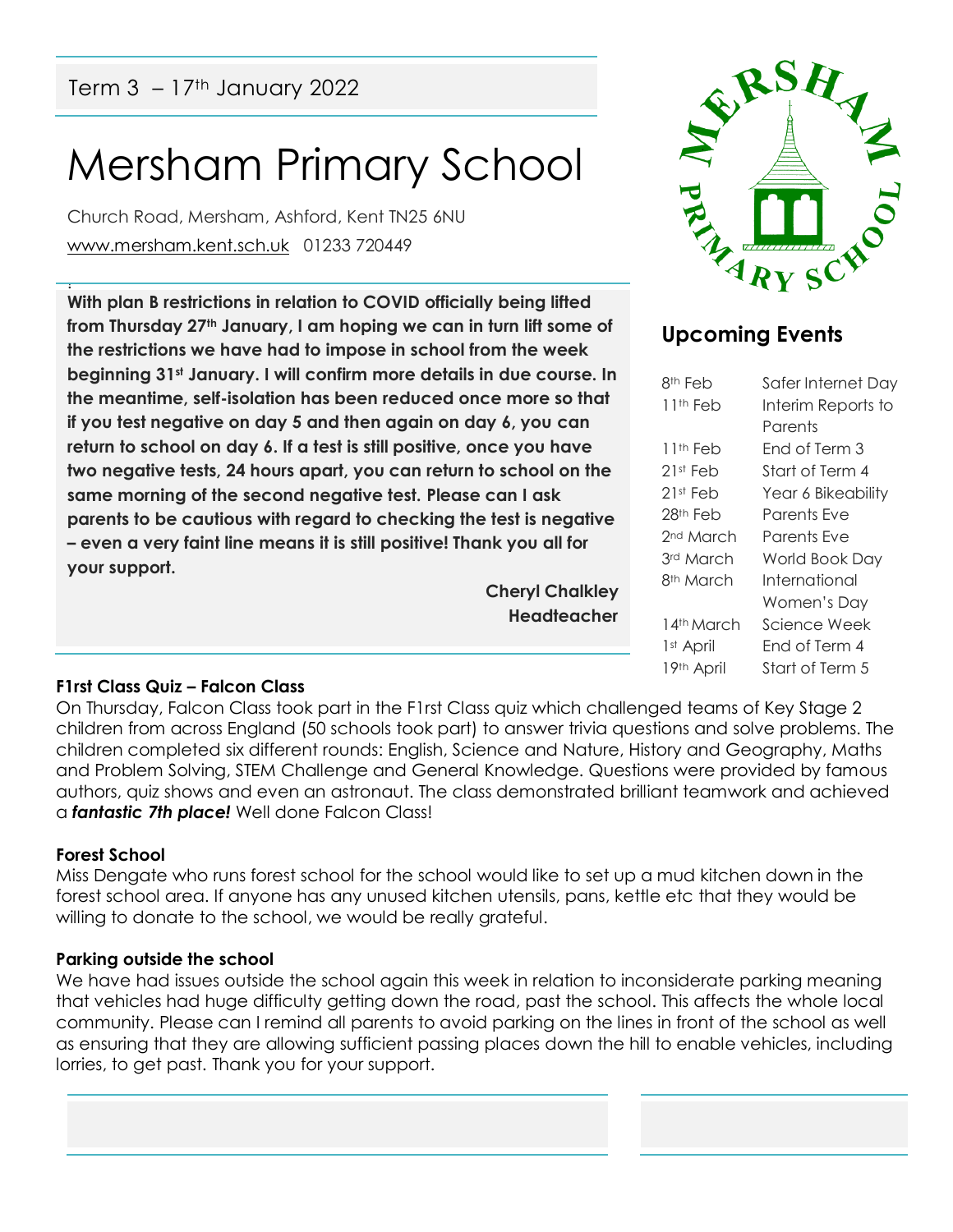Term 3 – 17th January 2022

# Mersham Primary School

Church Road, Mersham, Ashford, Kent TN25 6NU
www.mersham.kent.sch.uk 01233 720449

**With plan B restrictions in relation to COVID officially being lifted from Thursday 27th January, I am hoping we can in turn lift some of the restrictions we have had to impose in school from the week beginning 31st January. I will confirm more details in due course. In the meantime, self-isolation has been reduced once more so that if you test negative on day 5 and then again on day 6, you can return to school on day 6. If a test is still positive, once you have two negative tests, 24 hours apart, you can return to school on the same morning of the second negative test. Please can I ask parents to be cautious with regard to checking the test is negative – even a very faint line means it is still positive! Thank you all for your support.**

**Cheryl Chalkley**
**Headteacher**

## Upcoming Events

| Date | Event |
|---|---|
| 8th Feb | Safer Internet Day |
| 11th Feb | Interim Reports to Parents |
| 11th Feb | End of Term 3 |
| 21st Feb | Start of Term 4 |
| 21st Feb | Year 6 Bikeability |
| 28th Feb | Parents Eve |
| 2nd March | Parents Eve |
| 3rd March | World Book Day |
| 8th March | International Women's Day |
| 14th March | Science Week |
| 1st April | End of Term 4 |
| 19th April | Start of Term 5 |

**F1rst Class Quiz – Falcon Class**

On Thursday, Falcon Class took part in the F1rst Class quiz which challenged teams of Key Stage 2 children from across England (50 schools took part) to answer trivia questions and solve problems. The children completed six different rounds: English, Science and Nature, History and Geography, Maths and Problem Solving, STEM Challenge and General Knowledge. Questions were provided by famous authors, quiz shows and even an astronaut. The class demonstrated brilliant teamwork and achieved a ***fantastic 7th place!*** Well done Falcon Class!

**Forest School**

Miss Dengate who runs forest school for the school would like to set up a mud kitchen down in the forest school area. If anyone has any unused kitchen utensils, pans, kettle etc that they would be willing to donate to the school, we would be really grateful.

**Parking outside the school**

We have had issues outside the school again this week in relation to inconsiderate parking meaning that vehicles had huge difficulty getting down the road, past the school. This affects the whole local community. Please can I remind all parents to avoid parking on the lines in front of the school as well as ensuring that they are allowing sufficient passing places down the hill to enable vehicles, including lorries, to get past. Thank you for your support.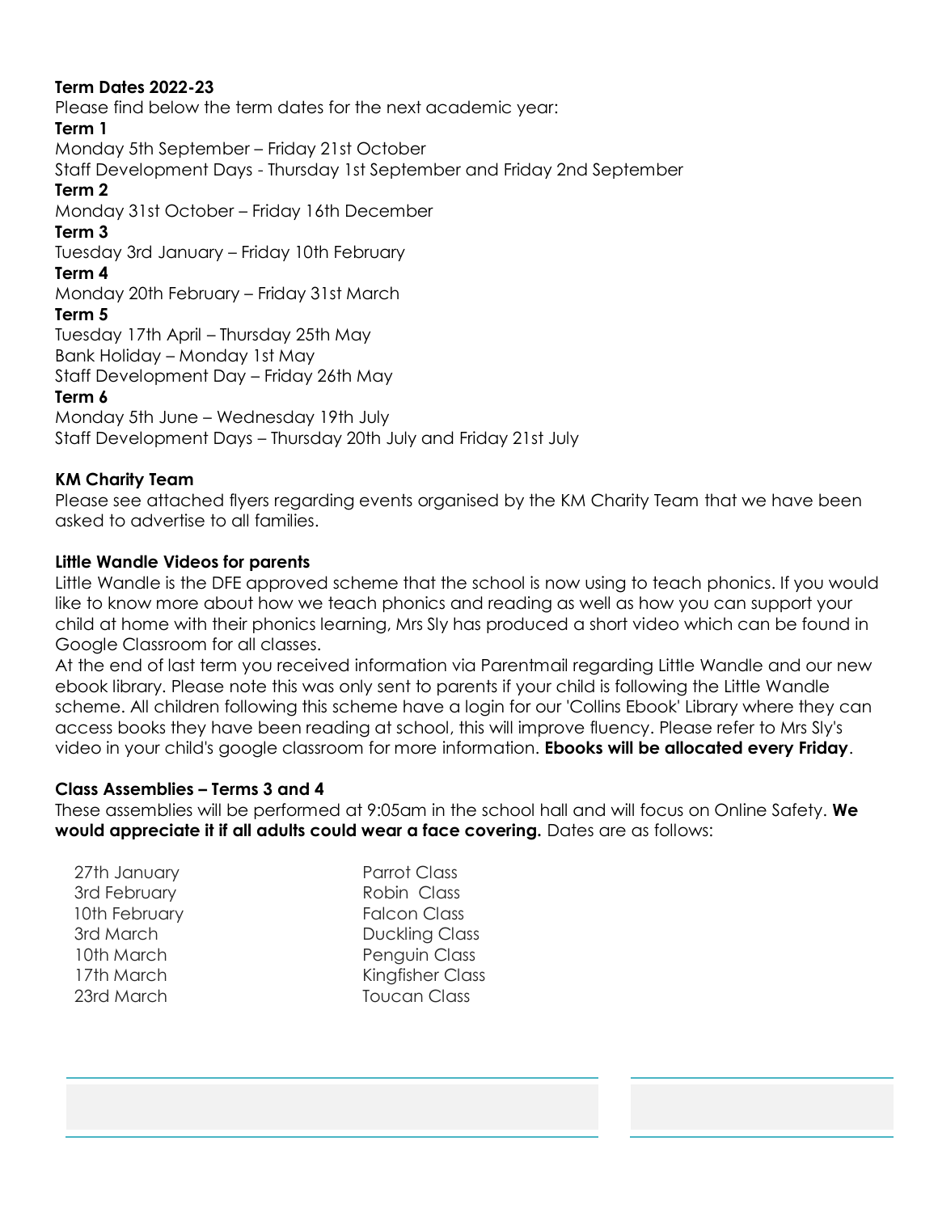**Term Dates 2022-23**

Please find below the term dates for the next academic year:

**Term 1**

Monday 5th September – Friday 21st October

Staff Development Days - Thursday 1st September and Friday 2nd September

**Term 2**

Monday 31st October – Friday 16th December

**Term 3**

Tuesday 3rd January – Friday 10th February

**Term 4**

Monday 20th February – Friday 31st March

**Term 5**

Tuesday 17th April – Thursday 25th May

Bank Holiday – Monday 1st May

Staff Development Day – Friday 26th May

**Term 6**

Monday 5th June – Wednesday 19th July

Staff Development Days – Thursday 20th July and Friday 21st July

**KM Charity Team**

Please see attached flyers regarding events organised by the KM Charity Team that we have been asked to advertise to all families.

**Little Wandle Videos for parents**

Little Wandle is the DFE approved scheme that the school is now using to teach phonics. If you would like to know more about how we teach phonics and reading as well as how you can support your child at home with their phonics learning, Mrs Sly has produced a short video which can be found in Google Classroom for all classes.

At the end of last term you received information via Parentmail regarding Little Wandle and our new ebook library. Please note this was only sent to parents if your child is following the Little Wandle scheme. All children following this scheme have a login for our 'Collins Ebook' Library where they can access books they have been reading at school, this will improve fluency. Please refer to Mrs Sly's video in your child's google classroom for more information. **Ebooks will be allocated every Friday**.

**Class Assemblies – Terms 3 and 4**

These assemblies will be performed at 9:05am in the school hall and will focus on Online Safety. **We would appreciate it if all adults could wear a face covering.** Dates are as follows:

| | |
|---|---|
| 27th January | Parrot Class |
| 3rd February | Robin Class |
| 10th February | Falcon Class |
| 3rd March | Duckling Class |
| 10th March | Penguin Class |
| 17th March | Kingfisher Class |
| 23rd March | Toucan Class |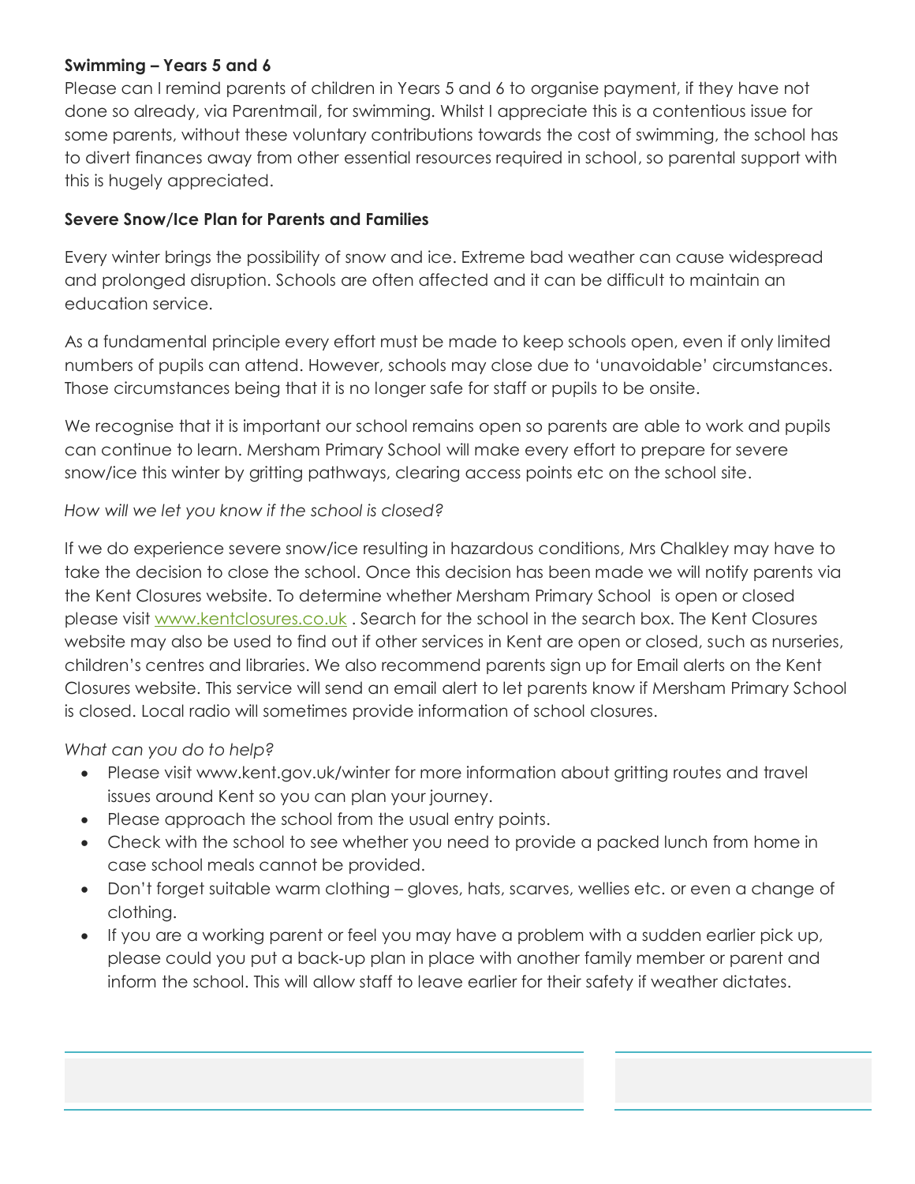**Swimming – Years 5 and 6**

Please can I remind parents of children in Years 5 and 6 to organise payment, if they have not done so already, via Parentmail, for swimming. Whilst I appreciate this is a contentious issue for some parents, without these voluntary contributions towards the cost of swimming, the school has to divert finances away from other essential resources required in school, so parental support with this is hugely appreciated.

**Severe Snow/Ice Plan for Parents and Families**

Every winter brings the possibility of snow and ice. Extreme bad weather can cause widespread and prolonged disruption. Schools are often affected and it can be difficult to maintain an education service.

As a fundamental principle every effort must be made to keep schools open, even if only limited numbers of pupils can attend. However, schools may close due to 'unavoidable' circumstances. Those circumstances being that it is no longer safe for staff or pupils to be onsite.

We recognise that it is important our school remains open so parents are able to work and pupils can continue to learn. Mersham Primary School will make every effort to prepare for severe snow/ice this winter by gritting pathways, clearing access points etc on the school site.

*How will we let you know if the school is closed?*

If we do experience severe snow/ice resulting in hazardous conditions, Mrs Chalkley may have to take the decision to close the school. Once this decision has been made we will notify parents via the Kent Closures website. To determine whether Mersham Primary School is open or closed please visit [www.kentclosures.co.uk](http://www.kentclosures.co.uk) . Search for the school in the search box. The Kent Closures website may also be used to find out if other services in Kent are open or closed, such as nurseries, children's centres and libraries. We also recommend parents sign up for Email alerts on the Kent Closures website. This service will send an email alert to let parents know if Mersham Primary School is closed. Local radio will sometimes provide information of school closures.

*What can you do to help?*

- Please visit www.kent.gov.uk/winter for more information about gritting routes and travel issues around Kent so you can plan your journey.
- Please approach the school from the usual entry points.
- Check with the school to see whether you need to provide a packed lunch from home in case school meals cannot be provided.
- Don't forget suitable warm clothing – gloves, hats, scarves, wellies etc. or even a change of clothing.
- If you are a working parent or feel you may have a problem with a sudden earlier pick up, please could you put a back-up plan in place with another family member or parent and inform the school. This will allow staff to leave earlier for their safety if weather dictates.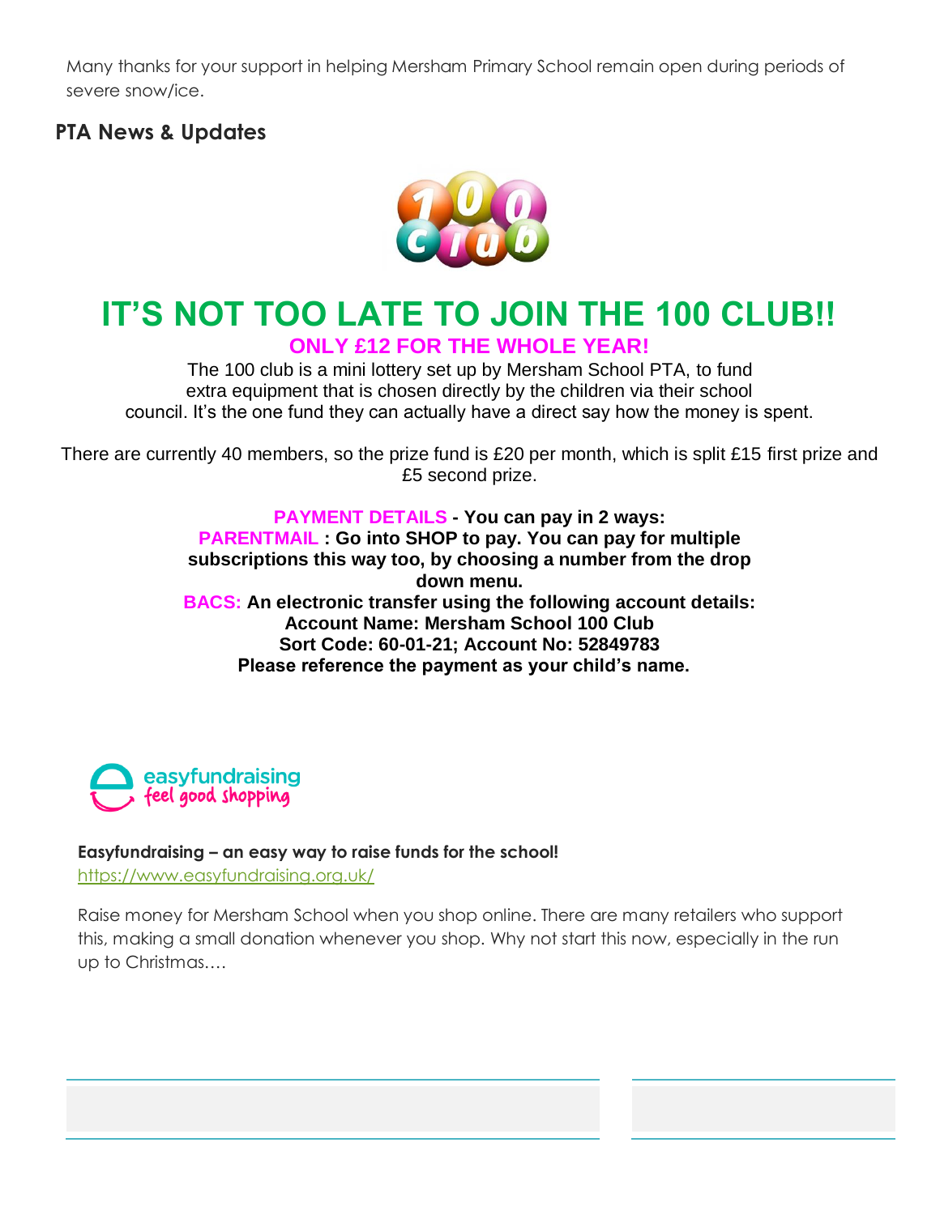Many thanks for your support in helping Mersham Primary School remain open during periods of severe snow/ice.

## PTA News & Updates

# IT'S NOT TOO LATE TO JOIN THE 100 CLUB!!

**ONLY £12 FOR THE WHOLE YEAR!**

The 100 club is a mini lottery set up by Mersham School PTA, to fund extra equipment that is chosen directly by the children via their school council. It's the one fund they can actually have a direct say how the money is spent.

There are currently 40 members, so the prize fund is £20 per month, which is split £15 first prize and £5 second prize.

**PAYMENT DETAILS - You can pay in 2 ways:**
**PARENTMAIL : Go into SHOP to pay. You can pay for multiple subscriptions this way too, by choosing a number from the drop down menu.**
**BACS: An electronic transfer using the following account details:**
**Account Name: Mersham School 100 Club**
**Sort Code: 60-01-21; Account No: 52849783**
**Please reference the payment as your child's name.**

easyfundraising
feel good shopping

**Easyfundraising – an easy way to raise funds for the school!**
https://www.easyfundraising.org.uk/

Raise money for Mersham School when you shop online. There are many retailers who support this, making a small donation whenever you shop. Why not start this now, especially in the run up to Christmas….